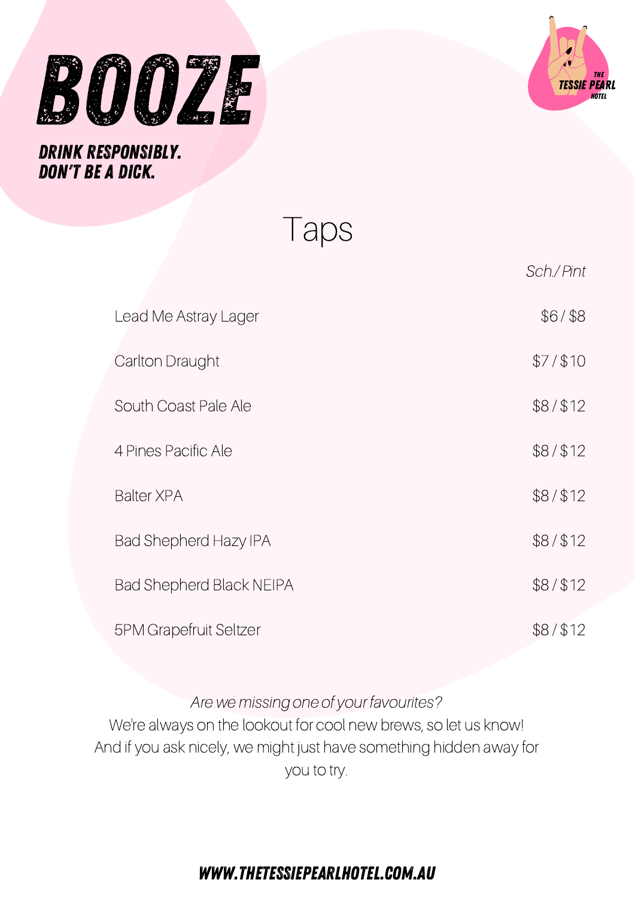# BOOZE

**DRINK RESPONSIBLY.**
**DON'T BE A DICK.**

THE TESSIE PEARL HOTEL

## Taps

| | *Sch./Pint* |
|---|---|
| Lead Me Astray Lager | $6 / $8 |
| Carlton Draught | $7 / $10 |
| South Coast Pale Ale | $8 / $12 |
| 4 Pines Pacific Ale | $8 / $12 |
| Balter XPA | $8 / $12 |
| Bad Shepherd Hazy IPA | $8 / $12 |
| Bad Shepherd Black NEIPA | $8 / $12 |
| 5PM Grapefruit Seltzer | $8 / $12 |

*Are we missing one of your favourites?*
We're always on the lookout for cool new brews, so let us know!
And if you ask nicely, we might just have something hidden away for you to try.

**WWW.THETESSIEPEARLHOTEL.COM.AU**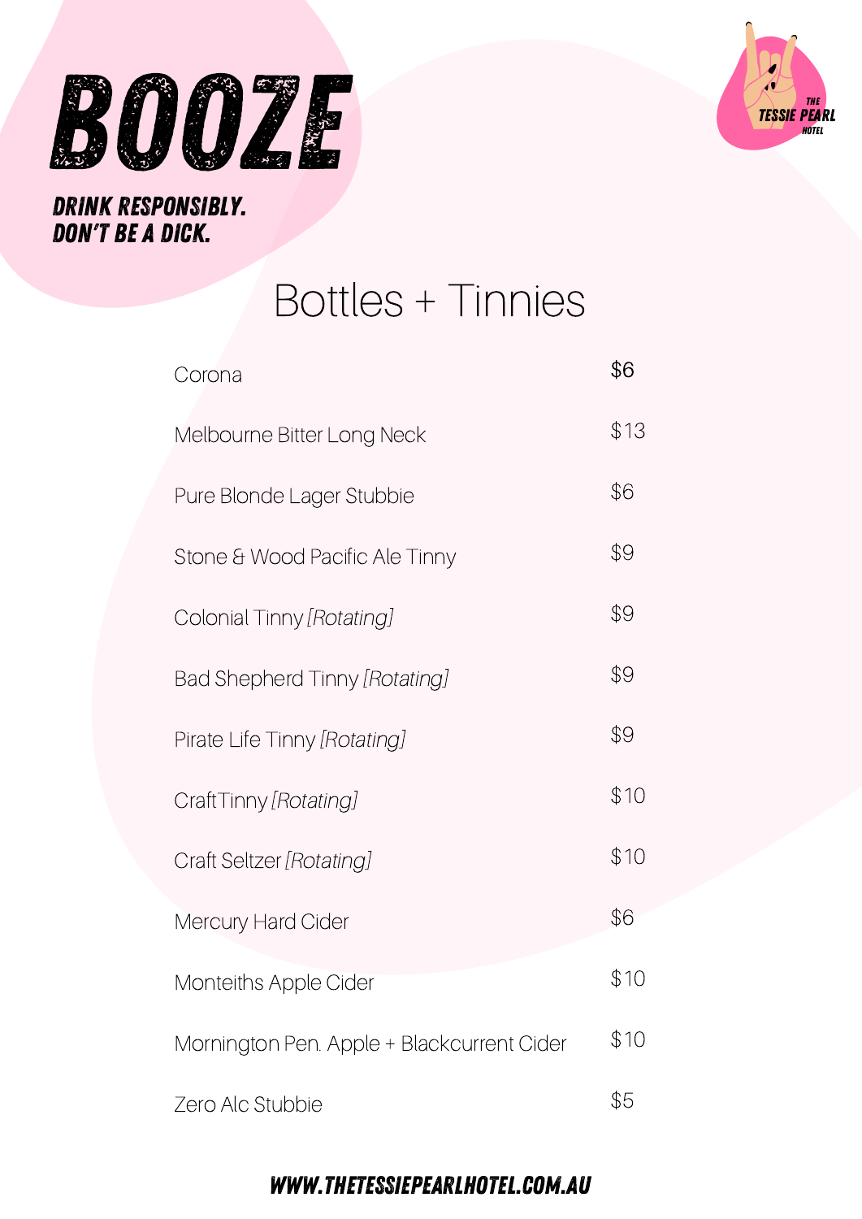# BOOZE

**DRINK RESPONSIBLY.
DON'T BE A DICK.**

THE TESSIE PEARL HOTEL

## Bottles + Tinnies

| Item | Price |
|---|---|
| Corona | $6 |
| Melbourne Bitter Long Neck | $13 |
| Pure Blonde Lager Stubbie | $6 |
| Stone & Wood Pacific Ale Tinny | $9 |
| Colonial Tinny *[Rotating]* | $9 |
| Bad Shepherd Tinny *[Rotating]* | $9 |
| Pirate Life Tinny *[Rotating]* | $9 |
| Craft Tinny *[Rotating]* | $10 |
| Craft Seltzer *[Rotating]* | $10 |
| Mercury Hard Cider | $6 |
| Monteiths Apple Cider | $10 |
| Mornington Pen. Apple + Blackcurrent Cider | $10 |
| Zero Alc Stubbie | $5 |

**WWW.THETESSIEPEARLHOTEL.COM.AU**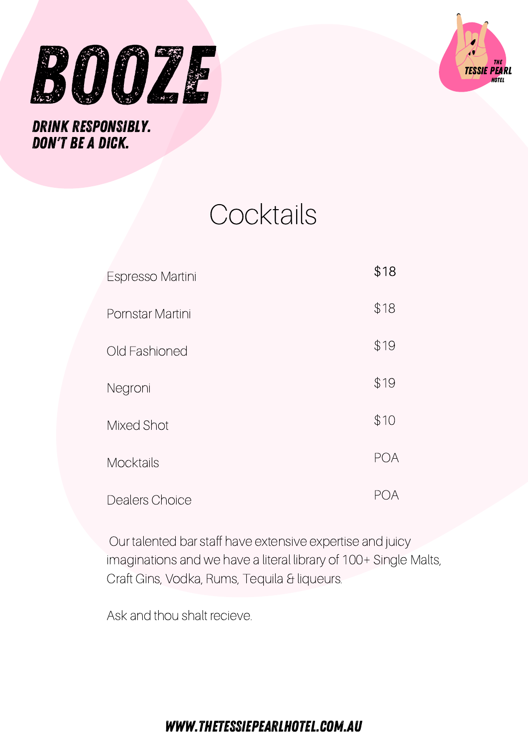# BOOZE

***DRINK RESPONSIBLY. DON'T BE A DICK.***

## Cocktails

| | |
|---|---|
| Espresso Martini | $18 |
| Pornstar Martini | $18 |
| Old Fashioned | $19 |
| Negroni | $19 |
| Mixed Shot | $10 |
| Mocktails | POA |
| Dealers Choice | POA |

Our talented bar staff have extensive expertise and juicy imaginations and we have a literal library of 100+ Single Malts, Craft Gins, Vodka, Rums, Tequila & liqueurs.

Ask and thou shalt recieve.

**WWW.THETESSIEPEARLHOTEL.COM.AU**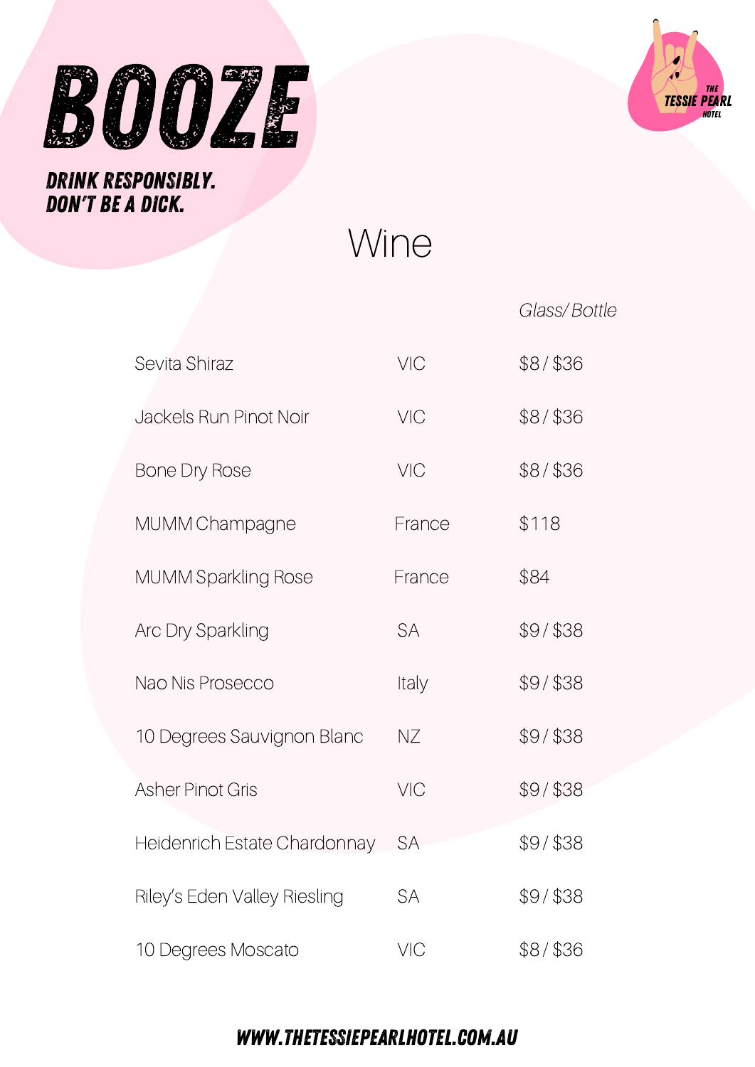# BOOZE

**DRINK RESPONSIBLY.
DON'T BE A DICK.**

THE TESSIE PEARL HOTEL

## Wine

| | | *Glass/ Bottle* |
|---|---|---|
| Sevita Shiraz | VIC | $8 / $36 |
| Jackels Run Pinot Noir | VIC | $8 / $36 |
| Bone Dry Rose | VIC | $8 / $36 |
| MUMM Champagne | France | $118 |
| MUMM Sparkling Rose | France | $84 |
| Arc Dry Sparkling | SA | $9 / $38 |
| Nao Nis Prosecco | Italy | $9 / $38 |
| 10 Degrees Sauvignon Blanc | NZ | $9 / $38 |
| Asher Pinot Gris | VIC | $9 / $38 |
| Heidenrich Estate Chardonnay | SA | $9 / $38 |
| Riley's Eden Valley Riesling | SA | $9 / $38 |
| 10 Degrees Moscato | VIC | $8 / $36 |

**WWW.THETESSIEPEARLHOTEL.COM.AU**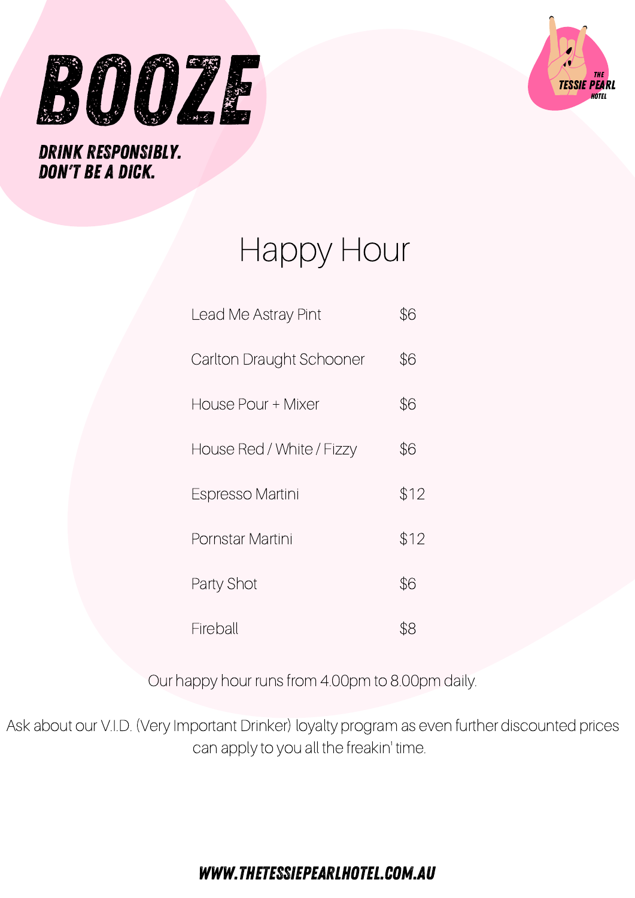# BOOZE

**DRINK RESPONSIBLY.**
**DON'T BE A DICK.**

THE TESSIE PEARL HOTEL

## Happy Hour

| | |
|---|---|
| Lead Me Astray Pint | $6 |
| Carlton Draught Schooner | $6 |
| House Pour + Mixer | $6 |
| House Red / White / Fizzy | $6 |
| Espresso Martini | $12 |
| Pornstar Martini | $12 |
| Party Shot | $6 |
| Fireball | $8 |

Our happy hour runs from 4.00pm to 8.00pm daily.

Ask about our V.I.D. (Very Important Drinker) loyalty program as even further discounted prices can apply to you all the freakin' time.

**WWW.THETESSIEPEARLHOTEL.COM.AU**